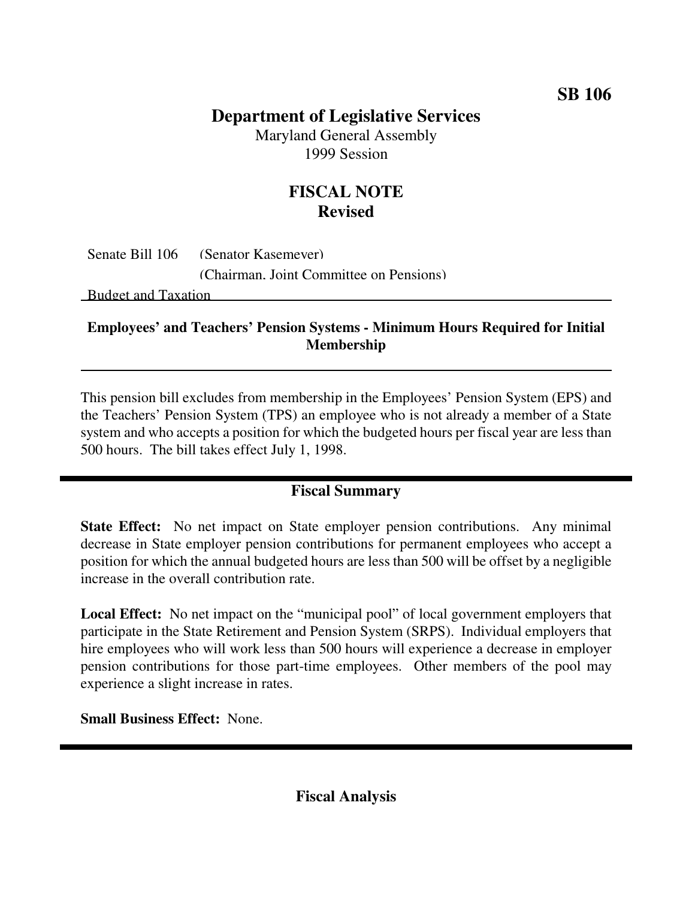**SB 106**

# Department of Legislative Services

Maryland General Assembly
1999 Session

## FISCAL NOTE
**Revised**

Senate Bill 106 (Senator Kasemeyer)
(Chairman, Joint Committee on Pensions)

Budget and Taxation

---

**Employees' and Teachers' Pension Systems - Minimum Hours Required for Initial Membership**

---

This pension bill excludes from membership in the Employees' Pension System (EPS) and the Teachers' Pension System (TPS) an employee who is not already a member of a State system and who accepts a position for which the budgeted hours per fiscal year are less than 500 hours. The bill takes effect July 1, 1998.

---

### Fiscal Summary

**State Effect:** No net impact on State employer pension contributions. Any minimal decrease in State employer pension contributions for permanent employees who accept a position for which the annual budgeted hours are less than 500 will be offset by a negligible increase in the overall contribution rate.

**Local Effect:** No net impact on the "municipal pool" of local government employers that participate in the State Retirement and Pension System (SRPS). Individual employers that hire employees who will work less than 500 hours will experience a decrease in employer pension contributions for those part-time employees. Other members of the pool may experience a slight increase in rates.

**Small Business Effect:** None.

---

### Fiscal Analysis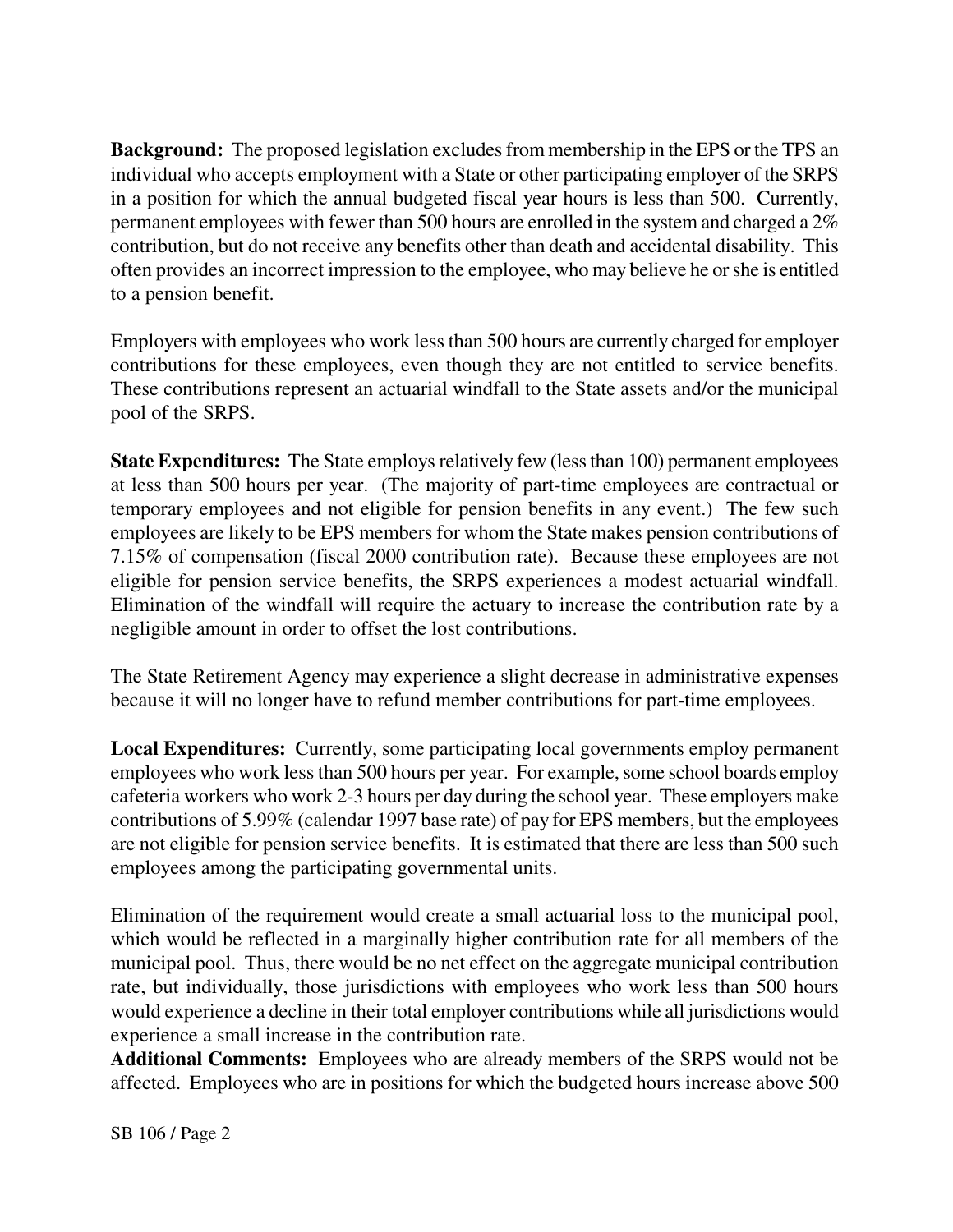**Background:** The proposed legislation excludes from membership in the EPS or the TPS an individual who accepts employment with a State or other participating employer of the SRPS in a position for which the annual budgeted fiscal year hours is less than 500. Currently, permanent employees with fewer than 500 hours are enrolled in the system and charged a 2% contribution, but do not receive any benefits other than death and accidental disability. This often provides an incorrect impression to the employee, who may believe he or she is entitled to a pension benefit.

Employers with employees who work less than 500 hours are currently charged for employer contributions for these employees, even though they are not entitled to service benefits. These contributions represent an actuarial windfall to the State assets and/or the municipal pool of the SRPS.

**State Expenditures:** The State employs relatively few (less than 100) permanent employees at less than 500 hours per year. (The majority of part-time employees are contractual or temporary employees and not eligible for pension benefits in any event.) The few such employees are likely to be EPS members for whom the State makes pension contributions of 7.15% of compensation (fiscal 2000 contribution rate). Because these employees are not eligible for pension service benefits, the SRPS experiences a modest actuarial windfall. Elimination of the windfall will require the actuary to increase the contribution rate by a negligible amount in order to offset the lost contributions.

The State Retirement Agency may experience a slight decrease in administrative expenses because it will no longer have to refund member contributions for part-time employees.

**Local Expenditures:** Currently, some participating local governments employ permanent employees who work less than 500 hours per year. For example, some school boards employ cafeteria workers who work 2-3 hours per day during the school year. These employers make contributions of 5.99% (calendar 1997 base rate) of pay for EPS members, but the employees are not eligible for pension service benefits. It is estimated that there are less than 500 such employees among the participating governmental units.

Elimination of the requirement would create a small actuarial loss to the municipal pool, which would be reflected in a marginally higher contribution rate for all members of the municipal pool. Thus, there would be no net effect on the aggregate municipal contribution rate, but individually, those jurisdictions with employees who work less than 500 hours would experience a decline in their total employer contributions while all jurisdictions would experience a small increase in the contribution rate.

**Additional Comments:** Employees who are already members of the SRPS would not be affected. Employees who are in positions for which the budgeted hours increase above 500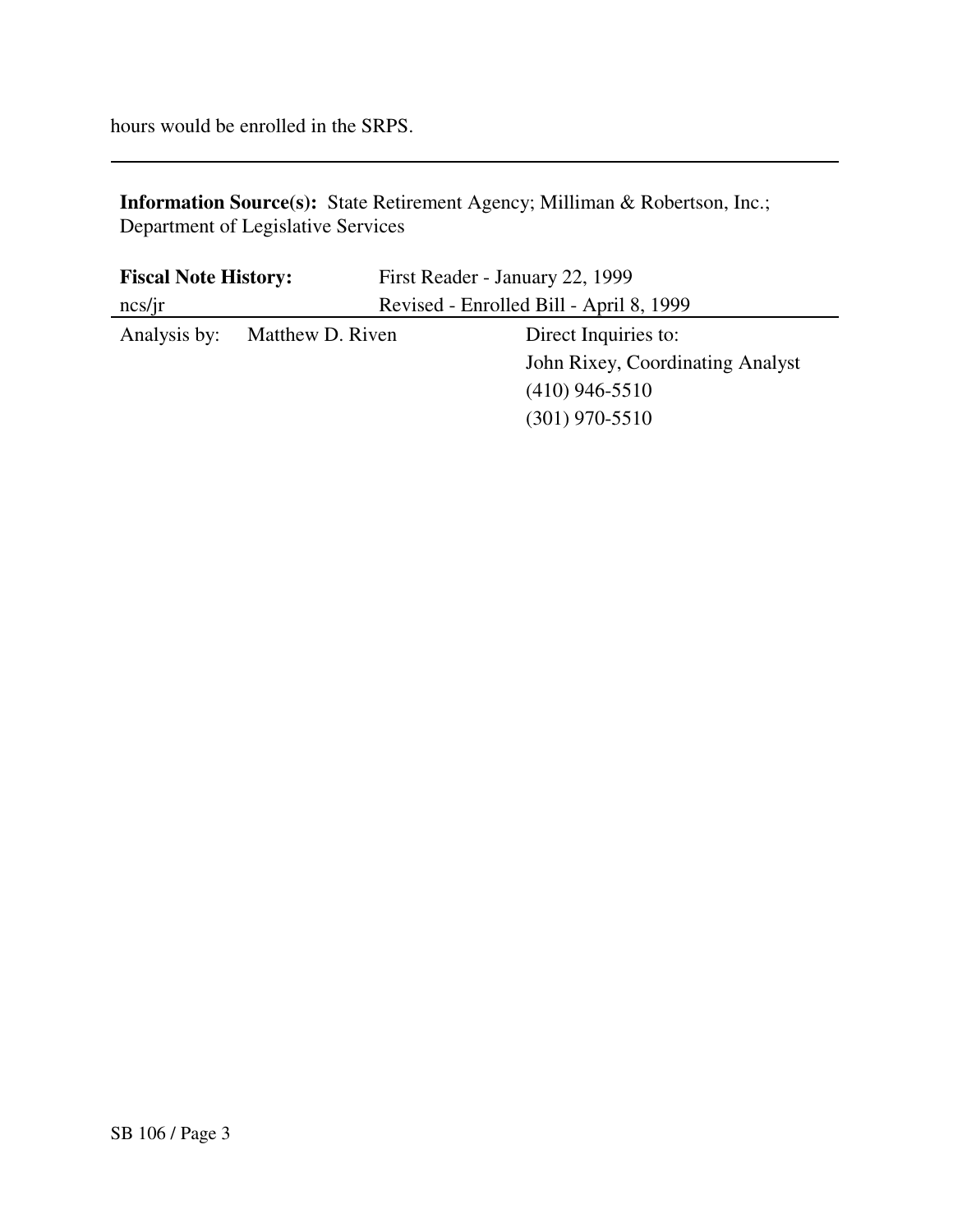hours would be enrolled in the SRPS.

---

**Information Source(s):** State Retirement Agency; Milliman & Robertson, Inc.; Department of Legislative Services

**Fiscal Note History:** First Reader - January 22, 1999
ncs/jr Revised - Enrolled Bill - April 8, 1999

---

Analysis by: Matthew D. Riven

Direct Inquiries to:
John Rixey, Coordinating Analyst
(410) 946-5510
(301) 970-5510